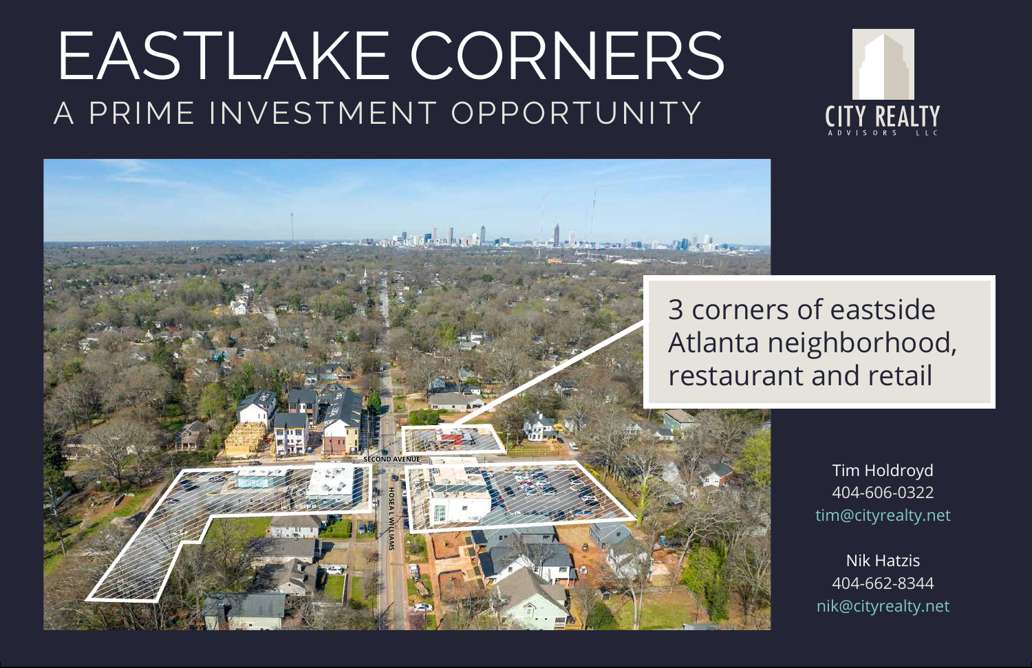# EASTLAKE CORNERS

## A PRIME INVESTMENT OPPORTUNITY

CITY REALTY
ADVISORS LLC

3 corners of eastside Atlanta neighborhood, restaurant and retail

SECOND AVENUE

HOSEA L WILLIAMS

Tim Holdroyd
404-606-0322
tim@cityrealty.net

Nik Hatzis
404-662-8344
nik@cityrealty.net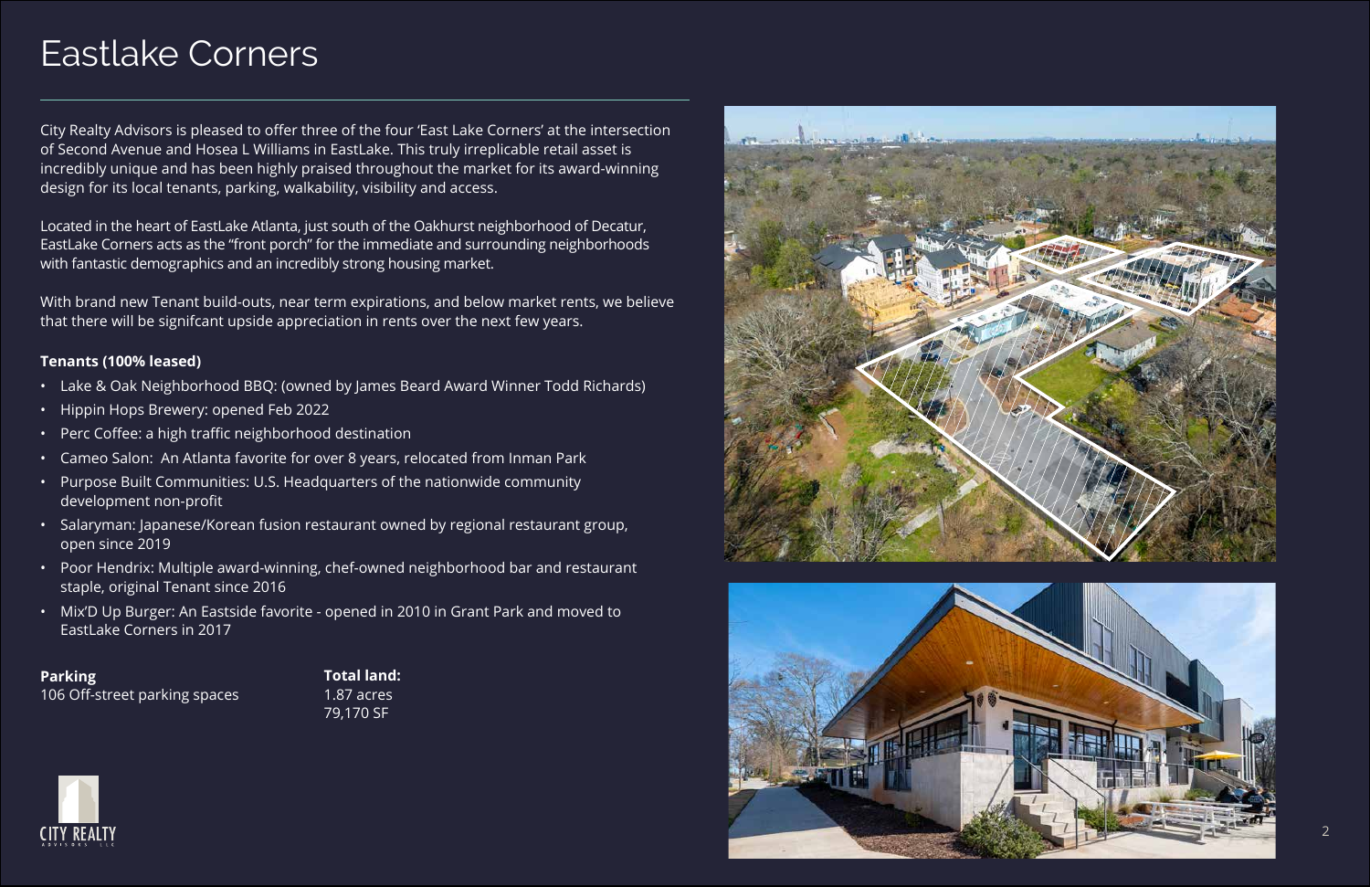# Eastlake Corners

City Realty Advisors is pleased to offer three of the four 'East Lake Corners' at the intersection of Second Avenue and Hosea L Williams in EastLake. This truly irreplicable retail asset is incredibly unique and has been highly praised throughout the market for its award-winning design for its local tenants, parking, walkability, visibility and access.

Located in the heart of EastLake Atlanta, just south of the Oakhurst neighborhood of Decatur, EastLake Corners acts as the "front porch" for the immediate and surrounding neighborhoods with fantastic demographics and an incredibly strong housing market.

With brand new Tenant build-outs, near term expirations, and below market rents, we believe that there will be signifcant upside appreciation in rents over the next few years.

**Tenants (100% leased)**

- Lake & Oak Neighborhood BBQ: (owned by James Beard Award Winner Todd Richards)
- Hippin Hops Brewery: opened Feb 2022
- Perc Coffee: a high traffic neighborhood destination
- Cameo Salon: An Atlanta favorite for over 8 years, relocated from Inman Park
- Purpose Built Communities: U.S. Headquarters of the nationwide community development non-profit
- Salaryman: Japanese/Korean fusion restaurant owned by regional restaurant group, open since 2019
- Poor Hendrix: Multiple award-winning, chef-owned neighborhood bar and restaurant staple, original Tenant since 2016
- Mix'D Up Burger: An Eastside favorite - opened in 2010 in Grant Park and moved to EastLake Corners in 2017

**Parking**
106 Off-street parking spaces

**Total land:**
1.87 acres
79,170 SF

CITY REALTY ADVISORS LLC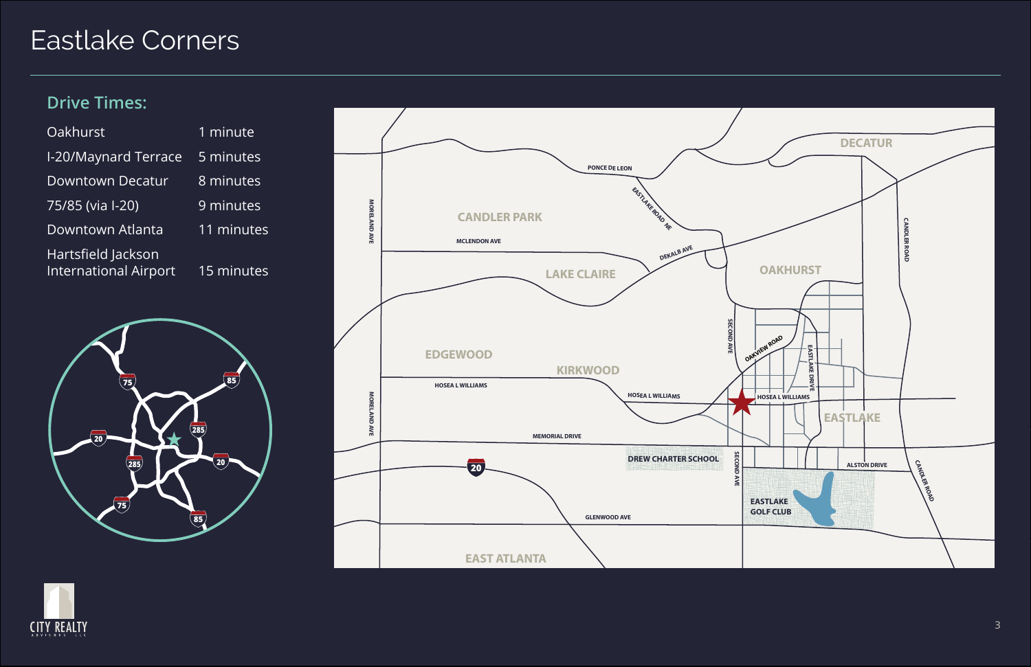# Eastlake Corners

## Drive Times:

| | |
|---|---|
| Oakhurst | 1 minute |
| I-20/Maynard Terrace | 5 minutes |
| Downtown Decatur | 8 minutes |
| 75/85 (via I-20) | 9 minutes |
| Downtown Atlanta | 11 minutes |
| Hartsfield Jackson International Airport | 15 minutes |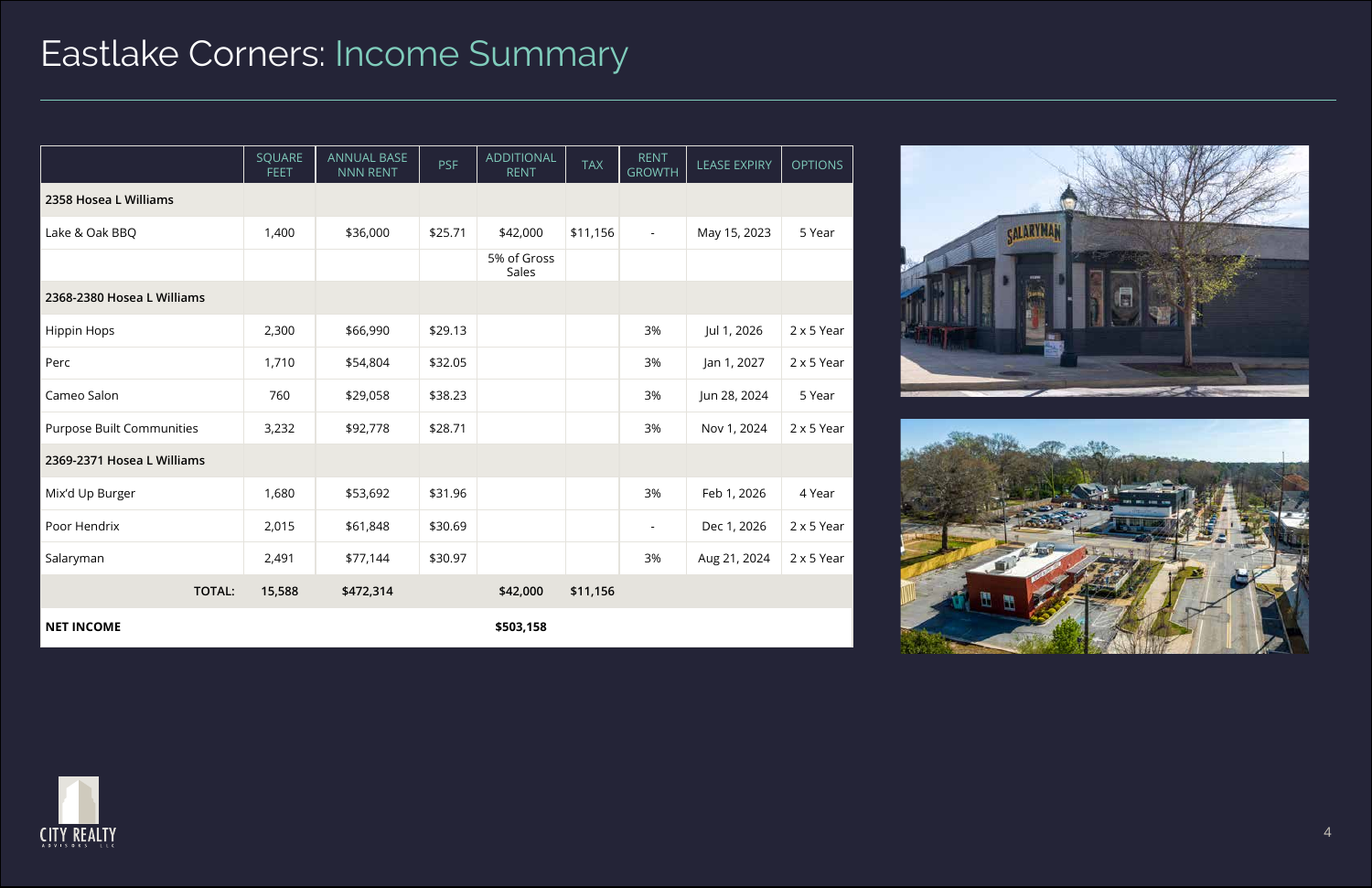# Eastlake Corners: Income Summary

| | SQUARE FEET | ANNUAL BASE NNN RENT | PSF | ADDITIONAL RENT | TAX | RENT GROWTH | LEASE EXPIRY | OPTIONS |
|---|---|---|---|---|---|---|---|---|
| **2358 Hosea L Williams** | | | | | | | | |
| Lake & Oak BBQ | 1,400 | $36,000 | $25.71 | $42,000 | $11,156 | - | May 15, 2023 | 5 Year |
| | | | | 5% of Gross Sales | | | | |
| **2368-2380 Hosea L Williams** | | | | | | | | |
| Hippin Hops | 2,300 | $66,990 | $29.13 | | | 3% | Jul 1, 2026 | 2 x 5 Year |
| Perc | 1,710 | $54,804 | $32.05 | | | 3% | Jan 1, 2027 | 2 x 5 Year |
| Cameo Salon | 760 | $29,058 | $38.23 | | | 3% | Jun 28, 2024 | 5 Year |
| Purpose Built Communities | 3,232 | $92,778 | $28.71 | | | 3% | Nov 1, 2024 | 2 x 5 Year |
| **2369-2371 Hosea L Williams** | | | | | | | | |
| Mix'd Up Burger | 1,680 | $53,692 | $31.96 | | | 3% | Feb 1, 2026 | 4 Year |
| Poor Hendrix | 2,015 | $61,848 | $30.69 | | | - | Dec 1, 2026 | 2 x 5 Year |
| Salaryman | 2,491 | $77,144 | $30.97 | | | 3% | Aug 21, 2024 | 2 x 5 Year |
| **TOTAL:** | **15,588** | **$472,314** | | **$42,000** | **$11,156** | | | |
| **NET INCOME** | | | | **$503,158** | | | | |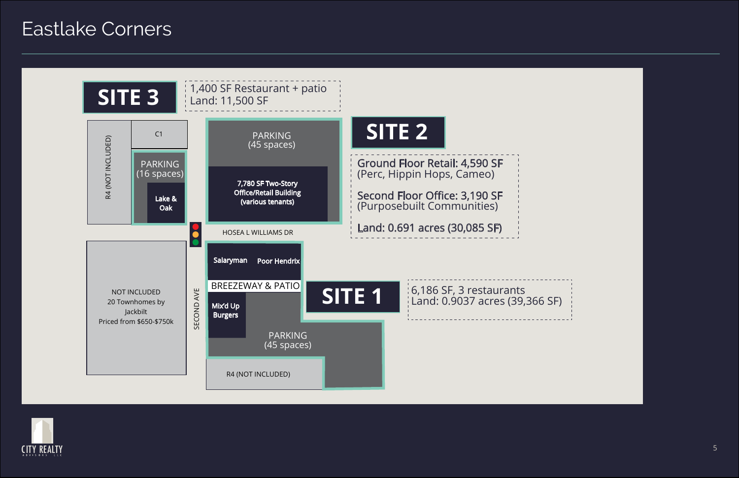# Eastlake Corners

## SITE 3

1,400 SF Restaurant + patio
Land: 11,500 SF

C1

R4 (NOT INCLUDED)

PARKING
(16 spaces)

Lake & Oak

PARKING
(45 spaces)

7,780 SF Two-Story Office/Retail Building (various tenants)

## SITE 2

Ground Floor Retail: 4,590 SF
(Perc, Hippin Hops, Cameo)

Second Floor Office: 3,190 SF
(Purposebuilt Communities)

Land: 0.691 acres (30,085 SF)

HOSEA L WILLIAMS DR

SECOND AVE

NOT INCLUDED
20 Townhomes by Jackbilt
Priced from $650-$750k

Salaryman

Poor Hendrix

BREEZEWAY & PATIO

Mix'd Up Burgers

PARKING
(45 spaces)

R4 (NOT INCLUDED)

## SITE 1

6,186 SF, 3 restaurants
Land: 0.9037 acres (39,366 SF)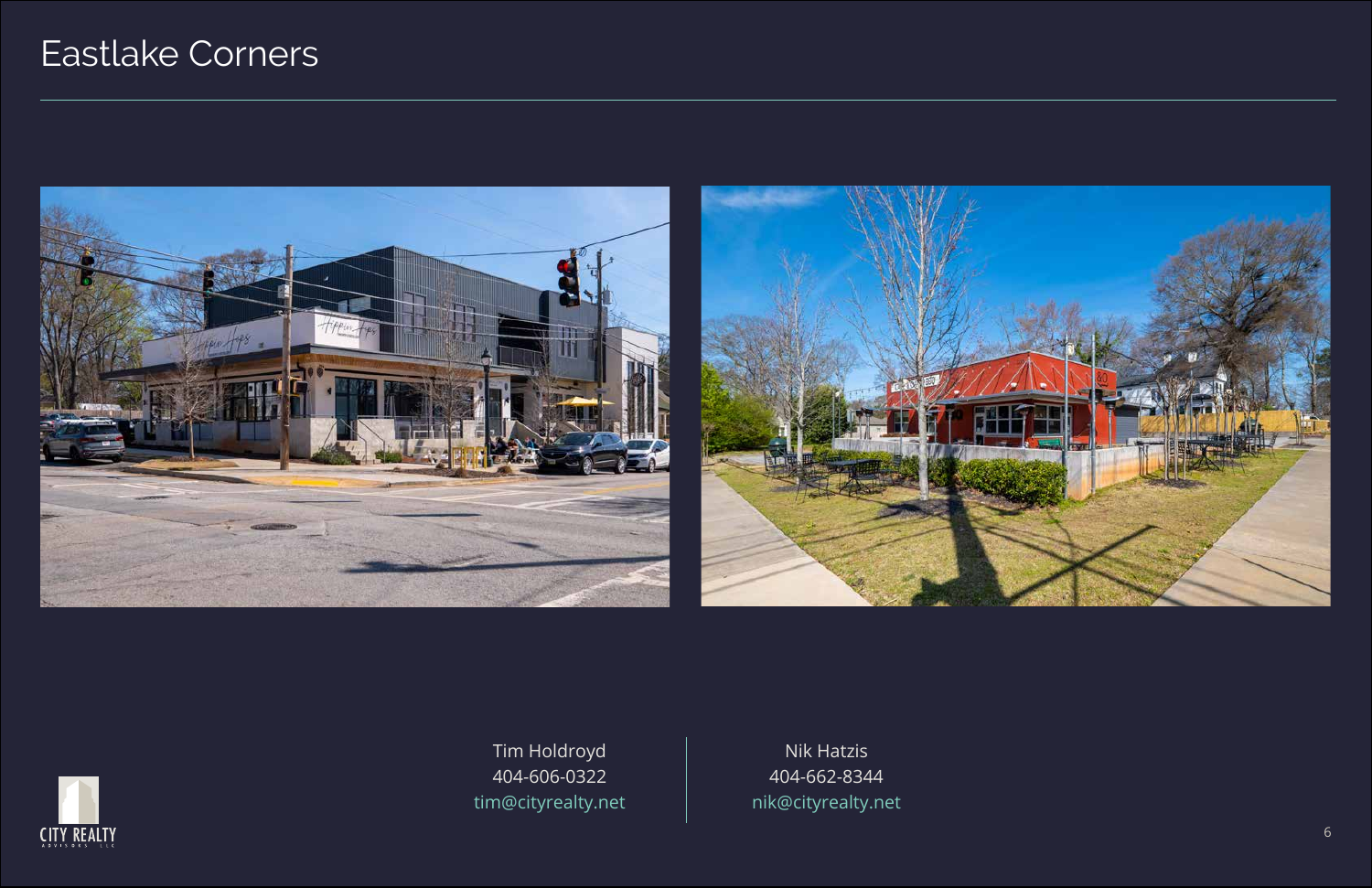# Eastlake Corners

Tim Holdroyd
404-606-0322
tim@cityrealty.net

Nik Hatzis
404-662-8344
nik@cityrealty.net